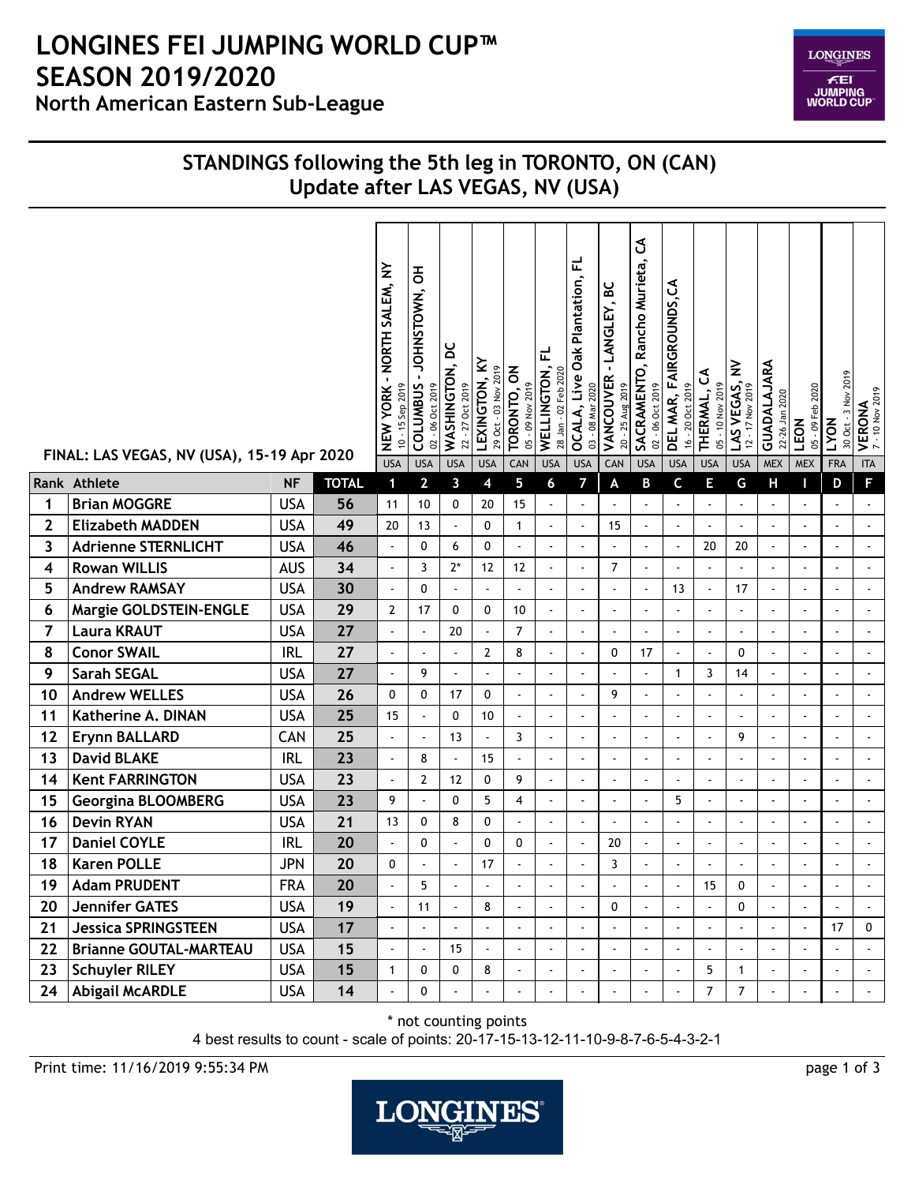# LONGINES FEI JUMPING WORLD CUP™ SEASON 2019/2020

## North American Eastern Sub-League

### STANDINGS following the 5th leg in TORONTO, ON (CAN)
### Update after LAS VEGAS, NV (USA)

FINAL: LAS VEGAS, NV (USA), 15-19 Apr 2020

| Rank | Athlete | NF | TOTAL | NEW YORK - NORTH SALEM, NY 10 - 15 Sep 2019 USA | COLUMBUS - JOHNSTOWN, OH 02 - 06 Oct 2019 USA | WASHINGTON, DC 22 - 27 Oct 2019 USA | LEXINGTON, KY 29 Oct - 03 Nov 2019 USA | TORONTO, ON 05 - 09 Nov 2019 CAN | WELLINGTON, FL 28 Jan - 02 Feb 2020 USA | OCALA, Live Oak Plantation, FL 03 - 08 Mar 2020 USA | VANCOUVER - LANGLEY, BC 20 - 25 Aug 2019 CAN | SACRAMENTO, Rancho Murieta, CA 02 - 06 Oct 2019 USA | DEL MAR, FAIRGROUNDS, CA 16 - 20 Oct 2019 USA | THERMAL, CA 05 - 10 Nov 2019 USA | LAS VEGAS, NV 12 - 17 Nov 2019 USA | GUADALAJARA 22-26 Jan 2020 MEX | LEON 05 - 09 Feb 2020 MEX | LYON 30 Oct - 3 Nov 2019 FRA | VERONA 7 - 10 Nov 2019 ITA |
|---|---|---|---|---|---|---|---|---|---|---|---|---|---|---|---|---|---|---|---|
| | | | | 1 | 2 | 3 | 4 | 5 | 6 | 7 | A | B | C | E | G | H | I | D | F |
| 1 | Brian MOGGRE | USA | 56 | 11 | 10 | 0 | 20 | 15 | - | - | - | - | - | - | - | - | - | - | - |
| 2 | Elizabeth MADDEN | USA | 49 | 20 | 13 | - | 0 | 1 | - | - | 15 | - | - | - | - | - | - | - | - |
| 3 | Adrienne STERNLICHT | USA | 46 | - | 0 | 6 | 0 | - | - | - | - | - | - | 20 | 20 | - | - | - | - |
| 4 | Rowan WILLIS | AUS | 34 | - | 3 | 2* | 12 | 12 | - | - | 7 | - | - | - | - | - | - | - | - |
| 5 | Andrew RAMSAY | USA | 30 | - | 0 | - | - | - | - | - | - | - | 13 | - | 17 | - | - | - | - |
| 6 | Margie GOLDSTEIN-ENGLE | USA | 29 | 2 | 17 | 0 | 0 | 10 | - | - | - | - | - | - | - | - | - | - | - |
| 7 | Laura KRAUT | USA | 27 | - | - | 20 | - | 7 | - | - | - | - | - | - | - | - | - | - | - |
| 8 | Conor SWAIL | IRL | 27 | - | - | - | 2 | 8 | - | - | 0 | 17 | - | - | 0 | - | - | - | - |
| 9 | Sarah SEGAL | USA | 27 | - | 9 | - | - | - | - | - | - | - | 1 | 3 | 14 | - | - | - | - |
| 10 | Andrew WELLES | USA | 26 | 0 | 0 | 17 | 0 | - | - | - | 9 | - | - | - | - | - | - | - | - |
| 11 | Katherine A. DINAN | USA | 25 | 15 | - | 0 | 10 | - | - | - | - | - | - | - | - | - | - | - | - |
| 12 | Erynn BALLARD | CAN | 25 | - | - | 13 | - | 3 | - | - | - | - | - | - | 9 | - | - | - | - |
| 13 | David BLAKE | IRL | 23 | - | 8 | - | 15 | - | - | - | - | - | - | - | - | - | - | - | - |
| 14 | Kent FARRINGTON | USA | 23 | - | 2 | 12 | 0 | 9 | - | - | - | - | - | - | - | - | - | - | - |
| 15 | Georgina BLOOMBERG | USA | 23 | 9 | - | 0 | 5 | 4 | - | - | - | - | 5 | - | - | - | - | - | - |
| 16 | Devin RYAN | USA | 21 | 13 | 0 | 8 | 0 | - | - | - | - | - | - | - | - | - | - | - | - |
| 17 | Daniel COYLE | IRL | 20 | - | 0 | - | 0 | 0 | - | - | 20 | - | - | - | - | - | - | - | - |
| 18 | Karen POLLE | JPN | 20 | 0 | - | - | 17 | - | - | - | 3 | - | - | - | - | - | - | - | - |
| 19 | Adam PRUDENT | FRA | 20 | - | 5 | - | - | - | - | - | - | - | - | 15 | 0 | - | - | - | - |
| 20 | Jennifer GATES | USA | 19 | - | 11 | - | 8 | - | - | - | 0 | - | - | - | 0 | - | - | - | - |
| 21 | Jessica SPRINGSTEEN | USA | 17 | - | - | - | - | - | - | - | - | - | - | - | - | - | - | 17 | 0 |
| 22 | Brianne GOUTAL-MARTEAU | USA | 15 | - | - | 15 | - | - | - | - | - | - | - | - | - | - | - | - | - |
| 23 | Schuyler RILEY | USA | 15 | 1 | 0 | 0 | 8 | - | - | - | - | - | - | 5 | 1 | - | - | - | - |
| 24 | Abigail McARDLE | USA | 14 | - | 0 | - | - | - | - | - | - | - | - | 7 | 7 | - | - | - | - |

\* not counting points

4 best results to count - scale of points: 20-17-15-13-12-11-10-9-8-7-6-5-4-3-2-1

Print time: 11/16/2019 9:55:34 PM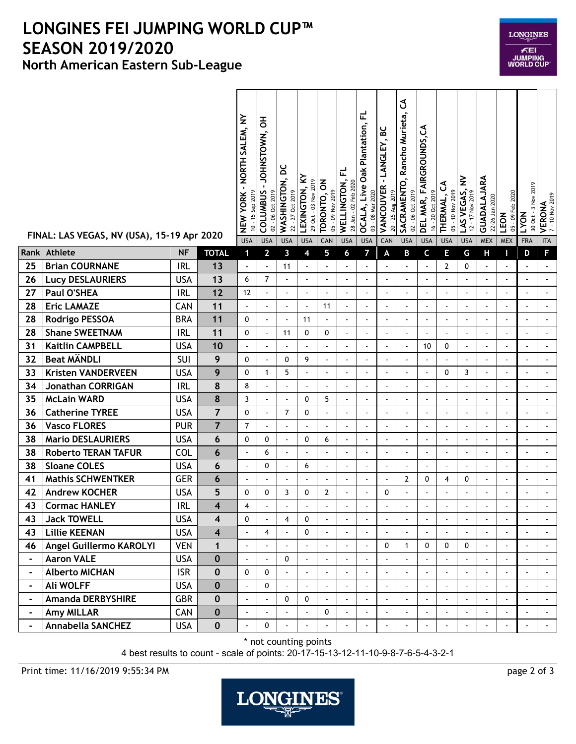# LONGINES FEI JUMPING WORLD CUP™ SEASON 2019/2020

## North American Eastern Sub-League

FINAL: LAS VEGAS, NV (USA), 15-19 Apr 2020

| Rank | Athlete | NF | TOTAL | NEW YORK - NORTH SALEM, NY 10 - 15 Sep 2019 USA 1 | COLUMBUS - JOHNSTOWN, OH 02 - 06 Oct 2019 USA 2 | WASHINGTON, DC 22 - 27 Oct 2019 USA 3 | LEXINGTON, KY 29 Oct - 03 Nov 2019 USA 4 | TORONTO, ON 05 - 09 Nov 2019 CAN 5 | WELLINGTON, FL 28 Jan - 02 Feb 2020 USA 6 | OCALA, Live Oak Plantation, FL 03 - 08 Mar 2020 USA 7 | VANCOUVER - LANGLEY, BC 20 - 25 Aug 2019 CAN A | SACRAMENTO, Rancho Murieta, CA 02 - 06 Oct 2019 USA B | DEL MAR, FAIRGROUNDS,CA 16 - 20 Oct 2019 USA C | THERMAL, CA 05 - 10 Nov 2019 USA E | LAS VEGAS, NV 12 - 17 Nov 2019 USA G | GUADALAJARA 22-26 Jan 2020 MEX H | LEON 05 - 09 Feb 2020 MEX I | LYON 30 Oct - 3 Nov 2019 FRA D | VERONA 7 - 10 Nov 2019 ITA F |
|---|---|---|---|---|---|---|---|---|---|---|---|---|---|---|---|---|---|---|---|
| 25 | Brian COURNANE | IRL | 13 | - | - | 11 | - | - | - | - | - | - | - | 2 | 0 | - | - | - | - |
| 26 | Lucy DESLAURIERS | USA | 13 | 6 | 7 | - | - | - | - | - | - | - | - | - | - | - | - | - | - |
| 27 | Paul O'SHEA | IRL | 12 | 12 | - | - | - | - | - | - | - | - | - | - | - | - | - | - | - |
| 28 | Eric LAMAZE | CAN | 11 | - | - | - | - | 11 | - | - | - | - | - | - | - | - | - | - | - |
| 28 | Rodrigo PESSOA | BRA | 11 | 0 | - | - | 11 | - | - | - | - | - | - | - | - | - | - | - | - |
| 28 | Shane SWEETNAM | IRL | 11 | 0 | - | 11 | 0 | 0 | - | - | - | - | - | - | - | - | - | - | - |
| 31 | Kaitlin CAMPBELL | USA | 10 | - | - | - | - | - | - | - | - | - | 10 | 0 | - | - | - | - | - |
| 32 | Beat MÄNDLI | SUI | 9 | 0 | - | 0 | 9 | - | - | - | - | - | - | - | - | - | - | - | - |
| 33 | Kristen VANDERVEEN | USA | 9 | 0 | 1 | 5 | - | - | - | - | - | - | - | 0 | 3 | - | - | - | - |
| 34 | Jonathan CORRIGAN | IRL | 8 | 8 | - | - | - | - | - | - | - | - | - | - | - | - | - | - | - |
| 35 | McLain WARD | USA | 8 | 3 | - | - | 0 | 5 | - | - | - | - | - | - | - | - | - | - | - |
| 36 | Catherine TYREE | USA | 7 | 0 | - | 7 | 0 | - | - | - | - | - | - | - | - | - | - | - | - |
| 36 | Vasco FLORES | PUR | 7 | 7 | - | - | - | - | - | - | - | - | - | - | - | - | - | - | - |
| 38 | Mario DESLAURIERS | USA | 6 | 0 | 0 | - | 0 | 6 | - | - | - | - | - | - | - | - | - | - | - |
| 38 | Roberto TERAN TAFUR | COL | 6 | - | 6 | - | - | - | - | - | - | - | - | - | - | - | - | - | - |
| 38 | Sloane COLES | USA | 6 | - | 0 | - | 6 | - | - | - | - | - | - | - | - | - | - | - | - |
| 41 | Mathis SCHWENTKER | GER | 6 | - | - | - | - | - | - | - | - | 2 | 0 | 4 | 0 | - | - | - | - |
| 42 | Andrew KOCHER | USA | 5 | 0 | 0 | 3 | 0 | 2 | - | - | 0 | - | - | - | - | - | - | - | - |
| 43 | Cormac HANLEY | IRL | 4 | 4 | - | - | - | - | - | - | - | - | - | - | - | - | - | - | - |
| 43 | Jack TOWELL | USA | 4 | 0 | - | 4 | 0 | - | - | - | - | - | - | - | - | - | - | - | - |
| 43 | Lillie KEENAN | USA | 4 | - | 4 | - | 0 | - | - | - | - | - | - | - | - | - | - | - | - |
| 46 | Angel Guillermo KAROLYI | VEN | 1 | - | - | - | - | - | - | - | 0 | 1 | 0 | 0 | 0 | - | - | - | - |
| - | Aaron VALE | USA | 0 | - | - | 0 | - | - | - | - | - | - | - | - | - | - | - | - | - |
| - | Alberto MICHAN | ISR | 0 | 0 | 0 | - | - | - | - | - | - | - | - | - | - | - | - | - | - |
| - | Ali WOLFF | USA | 0 | - | 0 | - | - | - | - | - | - | - | - | - | - | - | - | - | - |
| - | Amanda DERBYSHIRE | GBR | 0 | - | - | 0 | 0 | - | - | - | - | - | - | - | - | - | - | - | - |
| - | Amy MILLAR | CAN | 0 | - | - | - | - | 0 | - | - | - | - | - | - | - | - | - | - | - |
| - | Annabella SANCHEZ | USA | 0 | - | 0 | - | - | - | - | - | - | - | - | - | - | - | - | - | - |

\* not counting points

4 best results to count - scale of points: 20-17-15-13-12-11-10-9-8-7-6-5-4-3-2-1

Print time: 11/16/2019 9:55:34 PM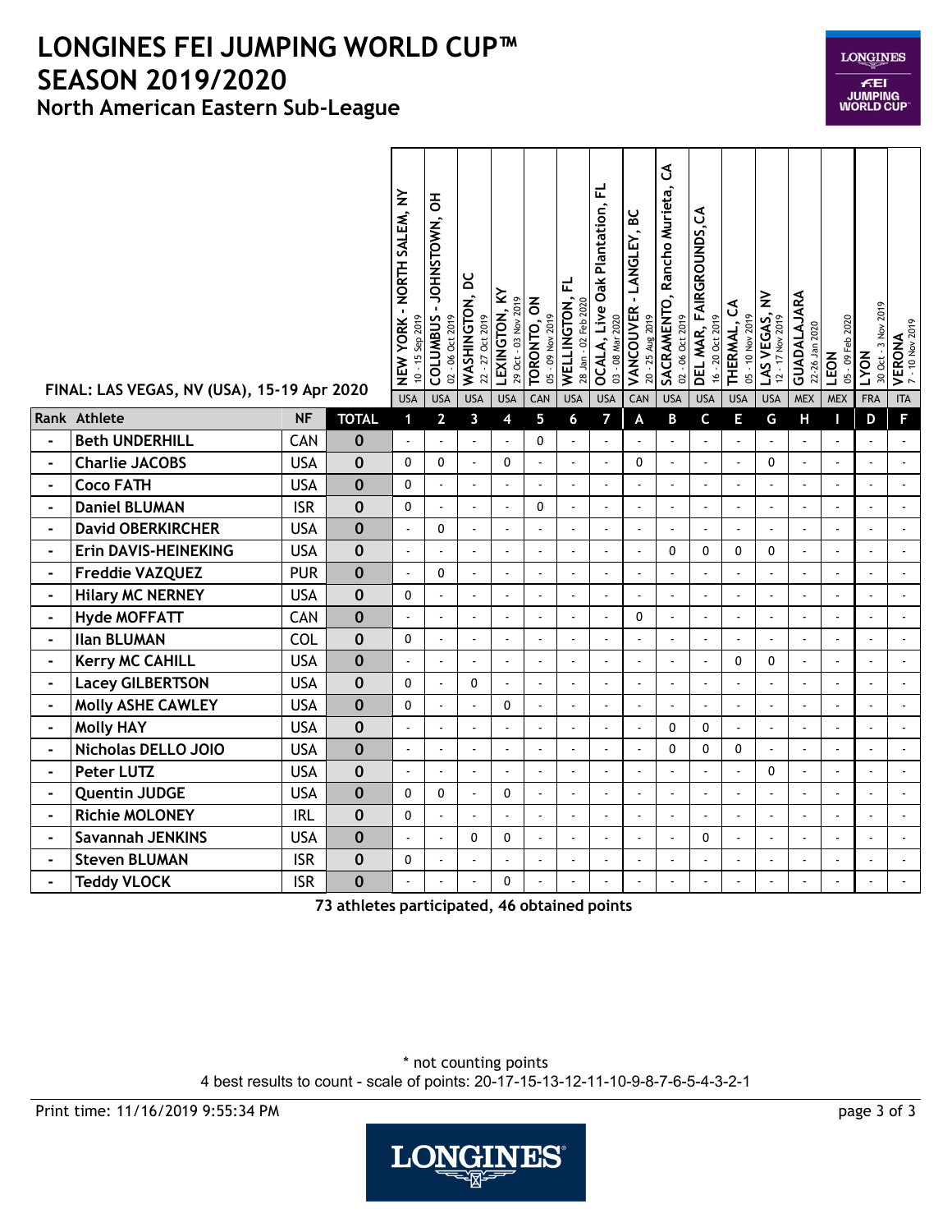# LONGINES FEI JUMPING WORLD CUP™ SEASON 2019/2020

## North American Eastern Sub-League

FINAL: LAS VEGAS, NV (USA), 15-19 Apr 2020

| Rank | Athlete | NF | TOTAL | NEW YORK - NORTH SALEM, NY 10 - 15 Sep 2019 USA | COLUMBUS - JOHNSTOWN, OH 02 - 06 Oct 2019 USA | WASHINGTON, DC 22 - 27 Oct 2019 USA | LEXINGTON, KY 29 Oct - 03 Nov 2019 USA | TORONTO, ON 05 - 09 Nov 2019 CAN | WELLINGTON, FL 28 Jan - 02 Feb 2020 USA | OCALA, Live Oak Plantation, FL 03 - 08 Mar 2020 USA | VANCOUVER - LANGLEY, BC 20 - 25 Aug 2019 CAN | SACRAMENTO, Rancho Murieta, CA 02 - 06 Oct 2019 USA | DEL MAR, FAIRGROUNDS,CA 16 - 20 Oct 2019 USA | THERMAL, CA 05 - 10 Nov 2019 USA | LAS VEGAS, NV 12 - 17 Nov 2019 USA | GUADALAJARA 22-26 Jan 2020 MEX | LEON 05 - 09 Feb 2020 MEX | LYON 30 Oct - 3 Nov 2019 FRA | VERONA 7 - 10 Nov 2019 ITA |
|---|---|---|---|---|---|---|---|---|---|---|---|---|---|---|---|---|---|---|---|
| | | | | 1 | 2 | 3 | 4 | 5 | 6 | 7 | A | B | C | E | G | H | I | D | F |
| - | Beth UNDERHILL | CAN | 0 | - | - | - | - | 0 | - | - | - | - | - | - | - | - | - | - | - |
| - | Charlie JACOBS | USA | 0 | 0 | 0 | - | 0 | - | - | - | 0 | - | - | - | 0 | - | - | - | - |
| - | Coco FATH | USA | 0 | 0 | - | - | - | - | - | - | - | - | - | - | - | - | - | - | - |
| - | Daniel BLUMAN | ISR | 0 | 0 | - | - | - | 0 | - | - | - | - | - | - | - | - | - | - | - |
| - | David OBERKIRCHER | USA | 0 | - | 0 | - | - | - | - | - | - | - | - | - | - | - | - | - | - |
| - | Erin DAVIS-HEINEKING | USA | 0 | - | - | - | - | - | - | - | - | 0 | 0 | 0 | 0 | - | - | - | - |
| - | Freddie VAZQUEZ | PUR | 0 | - | 0 | - | - | - | - | - | - | - | - | - | - | - | - | - | - |
| - | Hilary MC NERNEY | USA | 0 | 0 | - | - | - | - | - | - | - | - | - | - | - | - | - | - | - |
| - | Hyde MOFFATT | CAN | 0 | - | - | - | - | - | - | - | 0 | - | - | - | - | - | - | - | - |
| - | Ilan BLUMAN | COL | 0 | 0 | - | - | - | - | - | - | - | - | - | - | - | - | - | - | - |
| - | Kerry MC CAHILL | USA | 0 | - | - | - | - | - | - | - | - | - | - | 0 | 0 | - | - | - | - |
| - | Lacey GILBERTSON | USA | 0 | 0 | - | 0 | - | - | - | - | - | - | - | - | - | - | - | - | - |
| - | Molly ASHE CAWLEY | USA | 0 | 0 | - | - | 0 | - | - | - | - | - | - | - | - | - | - | - | - |
| - | Molly HAY | USA | 0 | - | - | - | - | - | - | - | - | 0 | 0 | - | - | - | - | - | - |
| - | Nicholas DELLO JOIO | USA | 0 | - | - | - | - | - | - | - | - | 0 | 0 | 0 | - | - | - | - | - |
| - | Peter LUTZ | USA | 0 | - | - | - | - | - | - | - | - | - | - | - | 0 | - | - | - | - |
| - | Quentin JUDGE | USA | 0 | 0 | 0 | - | 0 | - | - | - | - | - | - | - | - | - | - | - | - |
| - | Richie MOLONEY | IRL | 0 | 0 | - | - | - | - | - | - | - | - | - | - | - | - | - | - | - |
| - | Savannah JENKINS | USA | 0 | - | - | 0 | 0 | - | - | - | - | - | 0 | - | - | - | - | - | - |
| - | Steven BLUMAN | ISR | 0 | 0 | - | - | - | - | - | - | - | - | - | - | - | - | - | - | - |
| - | Teddy VLOCK | ISR | 0 | - | - | - | 0 | - | - | - | - | - | - | - | - | - | - | - | - |

**73 athletes participated, 46 obtained points**

\* not counting points

4 best results to count - scale of points: 20-17-15-13-12-11-10-9-8-7-6-5-4-3-2-1